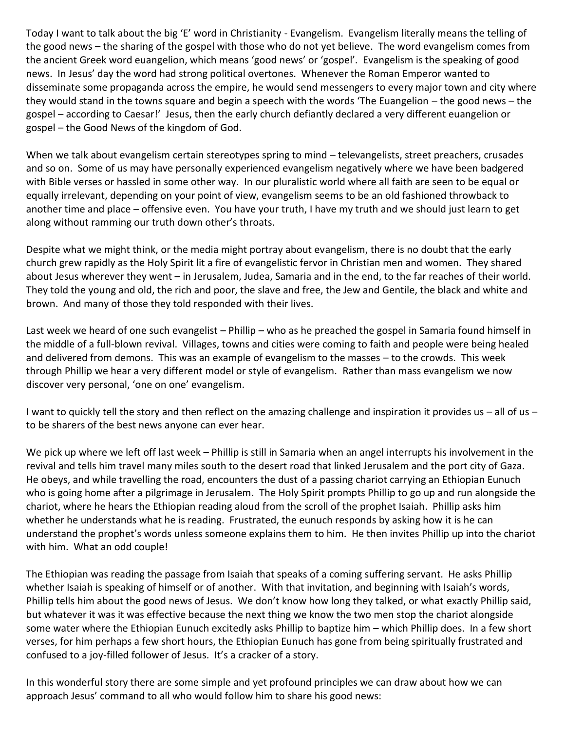Today I want to talk about the big 'E' word in Christianity - Evangelism. Evangelism literally means the telling of the good news – the sharing of the gospel with those who do not yet believe. The word evangelism comes from the ancient Greek word euangelion, which means 'good news' or 'gospel'. Evangelism is the speaking of good news. In Jesus' day the word had strong political overtones. Whenever the Roman Emperor wanted to disseminate some propaganda across the empire, he would send messengers to every major town and city where they would stand in the towns square and begin a speech with the words 'The Euangelion – the good news – the gospel – according to Caesar!' Jesus, then the early church defiantly declared a very different euangelion or gospel – the Good News of the kingdom of God.

When we talk about evangelism certain stereotypes spring to mind – televangelists, street preachers, crusades and so on. Some of us may have personally experienced evangelism negatively where we have been badgered with Bible verses or hassled in some other way. In our pluralistic world where all faith are seen to be equal or equally irrelevant, depending on your point of view, evangelism seems to be an old fashioned throwback to another time and place – offensive even. You have your truth, I have my truth and we should just learn to get along without ramming our truth down other's throats.

Despite what we might think, or the media might portray about evangelism, there is no doubt that the early church grew rapidly as the Holy Spirit lit a fire of evangelistic fervor in Christian men and women. They shared about Jesus wherever they went – in Jerusalem, Judea, Samaria and in the end, to the far reaches of their world. They told the young and old, the rich and poor, the slave and free, the Jew and Gentile, the black and white and brown. And many of those they told responded with their lives.

Last week we heard of one such evangelist – Phillip – who as he preached the gospel in Samaria found himself in the middle of a full-blown revival. Villages, towns and cities were coming to faith and people were being healed and delivered from demons. This was an example of evangelism to the masses – to the crowds. This week through Phillip we hear a very different model or style of evangelism. Rather than mass evangelism we now discover very personal, 'one on one' evangelism.

I want to quickly tell the story and then reflect on the amazing challenge and inspiration it provides us – all of us – to be sharers of the best news anyone can ever hear.

We pick up where we left off last week – Phillip is still in Samaria when an angel interrupts his involvement in the revival and tells him travel many miles south to the desert road that linked Jerusalem and the port city of Gaza. He obeys, and while travelling the road, encounters the dust of a passing chariot carrying an Ethiopian Eunuch who is going home after a pilgrimage in Jerusalem. The Holy Spirit prompts Phillip to go up and run alongside the chariot, where he hears the Ethiopian reading aloud from the scroll of the prophet Isaiah. Phillip asks him whether he understands what he is reading. Frustrated, the eunuch responds by asking how it is he can understand the prophet's words unless someone explains them to him. He then invites Phillip up into the chariot with him. What an odd couple!

The Ethiopian was reading the passage from Isaiah that speaks of a coming suffering servant. He asks Phillip whether Isaiah is speaking of himself or of another. With that invitation, and beginning with Isaiah's words, Phillip tells him about the good news of Jesus. We don't know how long they talked, or what exactly Phillip said, but whatever it was it was effective because the next thing we know the two men stop the chariot alongside some water where the Ethiopian Eunuch excitedly asks Phillip to baptize him – which Phillip does. In a few short verses, for him perhaps a few short hours, the Ethiopian Eunuch has gone from being spiritually frustrated and confused to a joy-filled follower of Jesus. It's a cracker of a story.

In this wonderful story there are some simple and yet profound principles we can draw about how we can approach Jesus' command to all who would follow him to share his good news: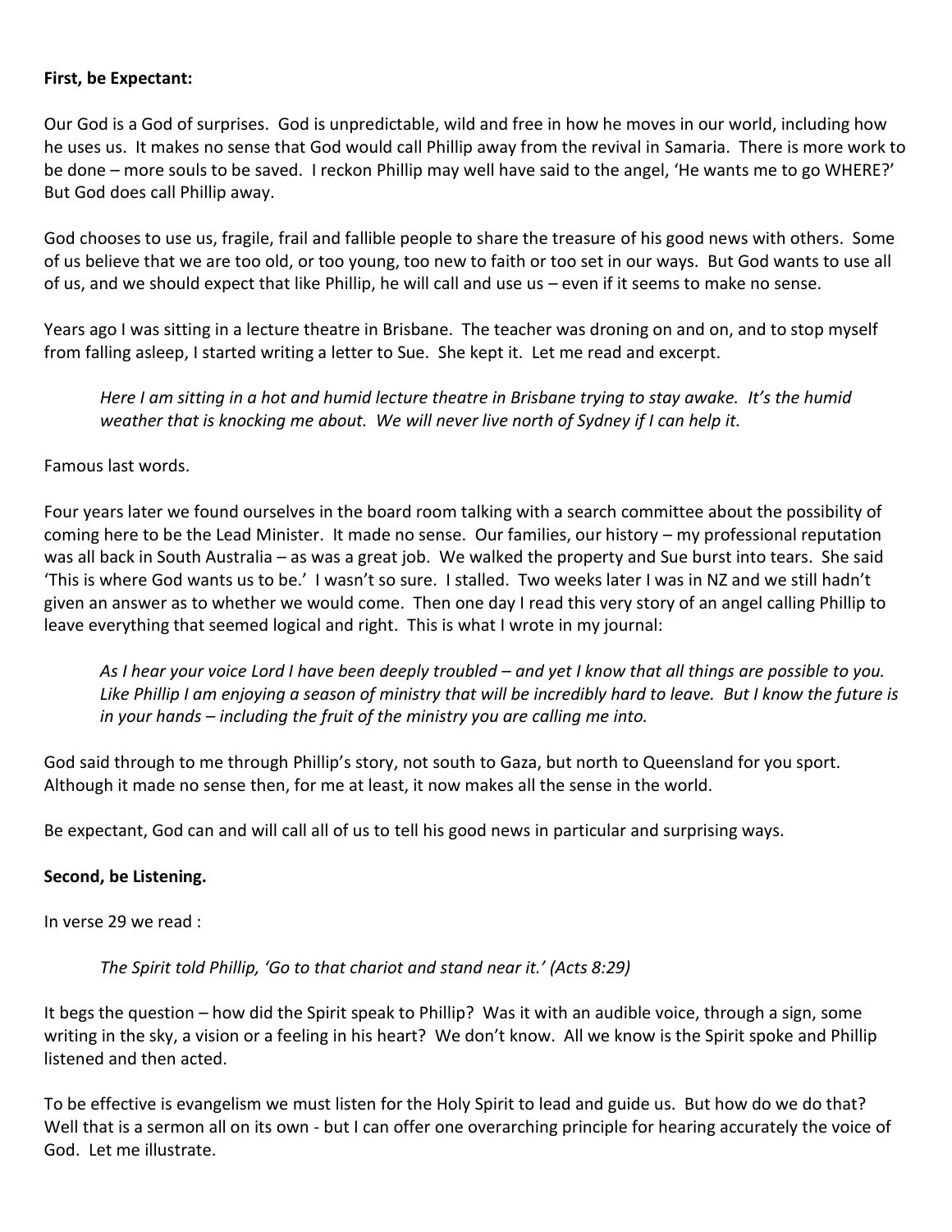**First, be Expectant:**

Our God is a God of surprises. God is unpredictable, wild and free in how he moves in our world, including how he uses us. It makes no sense that God would call Phillip away from the revival in Samaria. There is more work to be done – more souls to be saved. I reckon Phillip may well have said to the angel, 'He wants me to go WHERE?' But God does call Phillip away.

God chooses to use us, fragile, frail and fallible people to share the treasure of his good news with others. Some of us believe that we are too old, or too young, too new to faith or too set in our ways. But God wants to use all of us, and we should expect that like Phillip, he will call and use us – even if it seems to make no sense.

Years ago I was sitting in a lecture theatre in Brisbane. The teacher was droning on and on, and to stop myself from falling asleep, I started writing a letter to Sue. She kept it. Let me read and excerpt.

> *Here I am sitting in a hot and humid lecture theatre in Brisbane trying to stay awake. It's the humid weather that is knocking me about. We will never live north of Sydney if I can help it.*

Famous last words.

Four years later we found ourselves in the board room talking with a search committee about the possibility of coming here to be the Lead Minister. It made no sense. Our families, our history – my professional reputation was all back in South Australia – as was a great job. We walked the property and Sue burst into tears. She said 'This is where God wants us to be.' I wasn't so sure. I stalled. Two weeks later I was in NZ and we still hadn't given an answer as to whether we would come. Then one day I read this very story of an angel calling Phillip to leave everything that seemed logical and right. This is what I wrote in my journal:

> *As I hear your voice Lord I have been deeply troubled – and yet I know that all things are possible to you. Like Phillip I am enjoying a season of ministry that will be incredibly hard to leave. But I know the future is in your hands – including the fruit of the ministry you are calling me into.*

God said through to me through Phillip's story, not south to Gaza, but north to Queensland for you sport. Although it made no sense then, for me at least, it now makes all the sense in the world.

Be expectant, God can and will call all of us to tell his good news in particular and surprising ways.

**Second, be Listening.**

In verse 29 we read :

> *The Spirit told Phillip, 'Go to that chariot and stand near it.' (Acts 8:29)*

It begs the question – how did the Spirit speak to Phillip? Was it with an audible voice, through a sign, some writing in the sky, a vision or a feeling in his heart? We don't know. All we know is the Spirit spoke and Phillip listened and then acted.

To be effective is evangelism we must listen for the Holy Spirit to lead and guide us. But how do we do that? Well that is a sermon all on its own - but I can offer one overarching principle for hearing accurately the voice of God. Let me illustrate.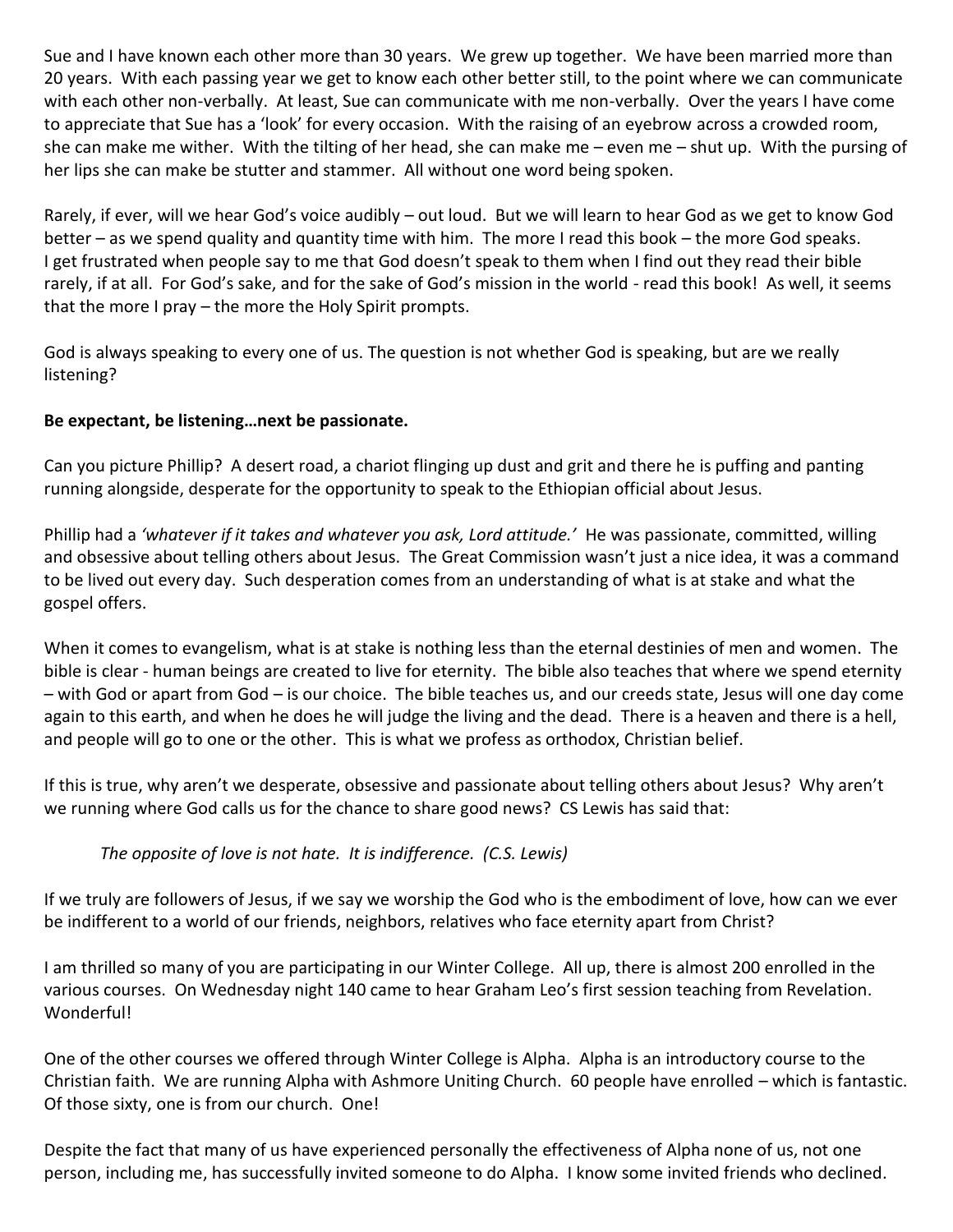Sue and I have known each other more than 30 years. We grew up together. We have been married more than 20 years. With each passing year we get to know each other better still, to the point where we can communicate with each other non-verbally. At least, Sue can communicate with me non-verbally. Over the years I have come to appreciate that Sue has a 'look' for every occasion. With the raising of an eyebrow across a crowded room, she can make me wither. With the tilting of her head, she can make me – even me – shut up. With the pursing of her lips she can make be stutter and stammer. All without one word being spoken.

Rarely, if ever, will we hear God's voice audibly – out loud. But we will learn to hear God as we get to know God better – as we spend quality and quantity time with him. The more I read this book – the more God speaks. I get frustrated when people say to me that God doesn't speak to them when I find out they read their bible rarely, if at all. For God's sake, and for the sake of God's mission in the world - read this book! As well, it seems that the more I pray – the more the Holy Spirit prompts.

God is always speaking to every one of us. The question is not whether God is speaking, but are we really listening?

**Be expectant, be listening…next be passionate.**

Can you picture Phillip? A desert road, a chariot flinging up dust and grit and there he is puffing and panting running alongside, desperate for the opportunity to speak to the Ethiopian official about Jesus.

Phillip had a *'whatever if it takes and whatever you ask, Lord attitude.'* He was passionate, committed, willing and obsessive about telling others about Jesus. The Great Commission wasn't just a nice idea, it was a command to be lived out every day. Such desperation comes from an understanding of what is at stake and what the gospel offers.

When it comes to evangelism, what is at stake is nothing less than the eternal destinies of men and women. The bible is clear - human beings are created to live for eternity. The bible also teaches that where we spend eternity – with God or apart from God – is our choice. The bible teaches us, and our creeds state, Jesus will one day come again to this earth, and when he does he will judge the living and the dead. There is a heaven and there is a hell, and people will go to one or the other. This is what we profess as orthodox, Christian belief.

If this is true, why aren't we desperate, obsessive and passionate about telling others about Jesus? Why aren't we running where God calls us for the chance to share good news? CS Lewis has said that:

> *The opposite of love is not hate. It is indifference. (C.S. Lewis)*

If we truly are followers of Jesus, if we say we worship the God who is the embodiment of love, how can we ever be indifferent to a world of our friends, neighbors, relatives who face eternity apart from Christ?

I am thrilled so many of you are participating in our Winter College. All up, there is almost 200 enrolled in the various courses. On Wednesday night 140 came to hear Graham Leo's first session teaching from Revelation. Wonderful!

One of the other courses we offered through Winter College is Alpha. Alpha is an introductory course to the Christian faith. We are running Alpha with Ashmore Uniting Church. 60 people have enrolled – which is fantastic. Of those sixty, one is from our church. One!

Despite the fact that many of us have experienced personally the effectiveness of Alpha none of us, not one person, including me, has successfully invited someone to do Alpha. I know some invited friends who declined.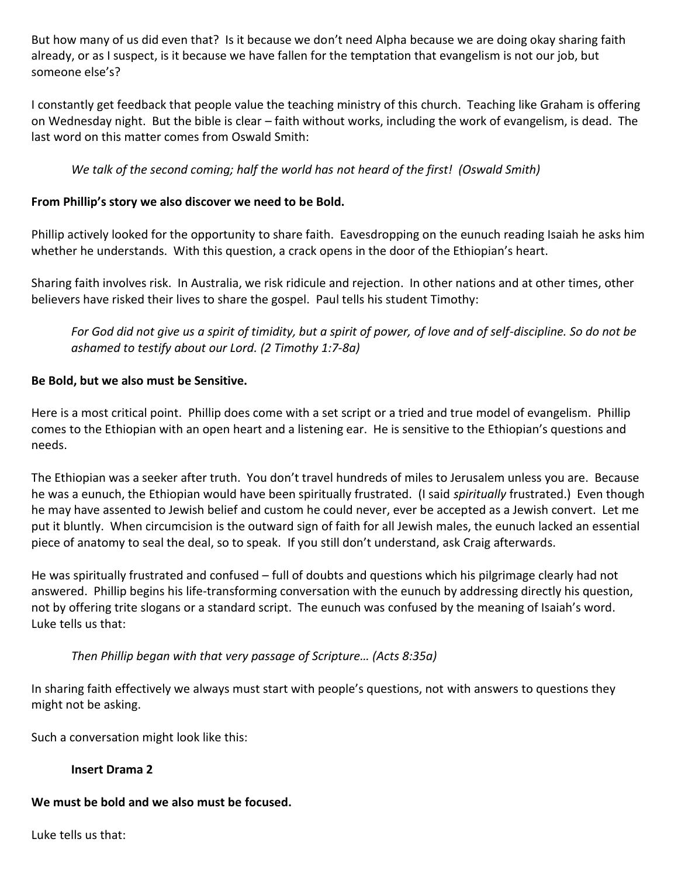But how many of us did even that? Is it because we don't need Alpha because we are doing okay sharing faith already, or as I suspect, is it because we have fallen for the temptation that evangelism is not our job, but someone else's?

I constantly get feedback that people value the teaching ministry of this church. Teaching like Graham is offering on Wednesday night. But the bible is clear – faith without works, including the work of evangelism, is dead. The last word on this matter comes from Oswald Smith:

> *We talk of the second coming; half the world has not heard of the first! (Oswald Smith)*

**From Phillip's story we also discover we need to be Bold.**

Phillip actively looked for the opportunity to share faith. Eavesdropping on the eunuch reading Isaiah he asks him whether he understands. With this question, a crack opens in the door of the Ethiopian's heart.

Sharing faith involves risk. In Australia, we risk ridicule and rejection. In other nations and at other times, other believers have risked their lives to share the gospel. Paul tells his student Timothy:

> *For God did not give us a spirit of timidity, but a spirit of power, of love and of self-discipline. So do not be ashamed to testify about our Lord. (2 Timothy 1:7-8a)*

**Be Bold, but we also must be Sensitive.**

Here is a most critical point. Phillip does come with a set script or a tried and true model of evangelism. Phillip comes to the Ethiopian with an open heart and a listening ear. He is sensitive to the Ethiopian's questions and needs.

The Ethiopian was a seeker after truth. You don't travel hundreds of miles to Jerusalem unless you are. Because he was a eunuch, the Ethiopian would have been spiritually frustrated. (I said *spiritually* frustrated.) Even though he may have assented to Jewish belief and custom he could never, ever be accepted as a Jewish convert. Let me put it bluntly. When circumcision is the outward sign of faith for all Jewish males, the eunuch lacked an essential piece of anatomy to seal the deal, so to speak. If you still don't understand, ask Craig afterwards.

He was spiritually frustrated and confused – full of doubts and questions which his pilgrimage clearly had not answered. Phillip begins his life-transforming conversation with the eunuch by addressing directly his question, not by offering trite slogans or a standard script. The eunuch was confused by the meaning of Isaiah's word. Luke tells us that:

> *Then Phillip began with that very passage of Scripture… (Acts 8:35a)*

In sharing faith effectively we always must start with people's questions, not with answers to questions they might not be asking.

Such a conversation might look like this:

> **Insert Drama 2**

**We must be bold and we also must be focused.**

Luke tells us that: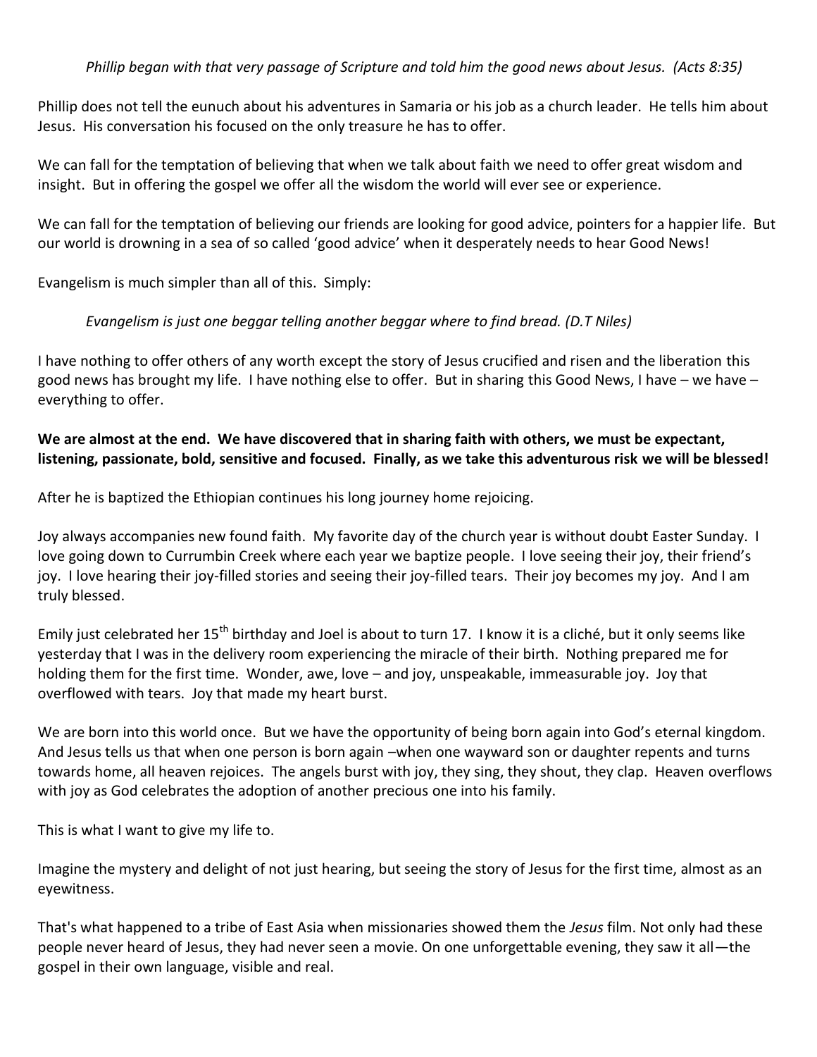*Phillip began with that very passage of Scripture and told him the good news about Jesus. (Acts 8:35)*

Phillip does not tell the eunuch about his adventures in Samaria or his job as a church leader. He tells him about Jesus. His conversation his focused on the only treasure he has to offer.

We can fall for the temptation of believing that when we talk about faith we need to offer great wisdom and insight. But in offering the gospel we offer all the wisdom the world will ever see or experience.

We can fall for the temptation of believing our friends are looking for good advice, pointers for a happier life. But our world is drowning in a sea of so called 'good advice' when it desperately needs to hear Good News!

Evangelism is much simpler than all of this. Simply:

*Evangelism is just one beggar telling another beggar where to find bread. (D.T Niles)*

I have nothing to offer others of any worth except the story of Jesus crucified and risen and the liberation this good news has brought my life. I have nothing else to offer. But in sharing this Good News, I have – we have – everything to offer.

**We are almost at the end. We have discovered that in sharing faith with others, we must be expectant, listening, passionate, bold, sensitive and focused. Finally, as we take this adventurous risk we will be blessed!**

After he is baptized the Ethiopian continues his long journey home rejoicing.

Joy always accompanies new found faith. My favorite day of the church year is without doubt Easter Sunday. I love going down to Currumbin Creek where each year we baptize people. I love seeing their joy, their friend's joy. I love hearing their joy-filled stories and seeing their joy-filled tears. Their joy becomes my joy. And I am truly blessed.

Emily just celebrated her 15th birthday and Joel is about to turn 17. I know it is a cliché, but it only seems like yesterday that I was in the delivery room experiencing the miracle of their birth. Nothing prepared me for holding them for the first time. Wonder, awe, love – and joy, unspeakable, immeasurable joy. Joy that overflowed with tears. Joy that made my heart burst.

We are born into this world once. But we have the opportunity of being born again into God's eternal kingdom. And Jesus tells us that when one person is born again –when one wayward son or daughter repents and turns towards home, all heaven rejoices. The angels burst with joy, they sing, they shout, they clap. Heaven overflows with joy as God celebrates the adoption of another precious one into his family.

This is what I want to give my life to.

Imagine the mystery and delight of not just hearing, but seeing the story of Jesus for the first time, almost as an eyewitness.

That's what happened to a tribe of East Asia when missionaries showed them the *Jesus* film. Not only had these people never heard of Jesus, they had never seen a movie. On one unforgettable evening, they saw it all—the gospel in their own language, visible and real.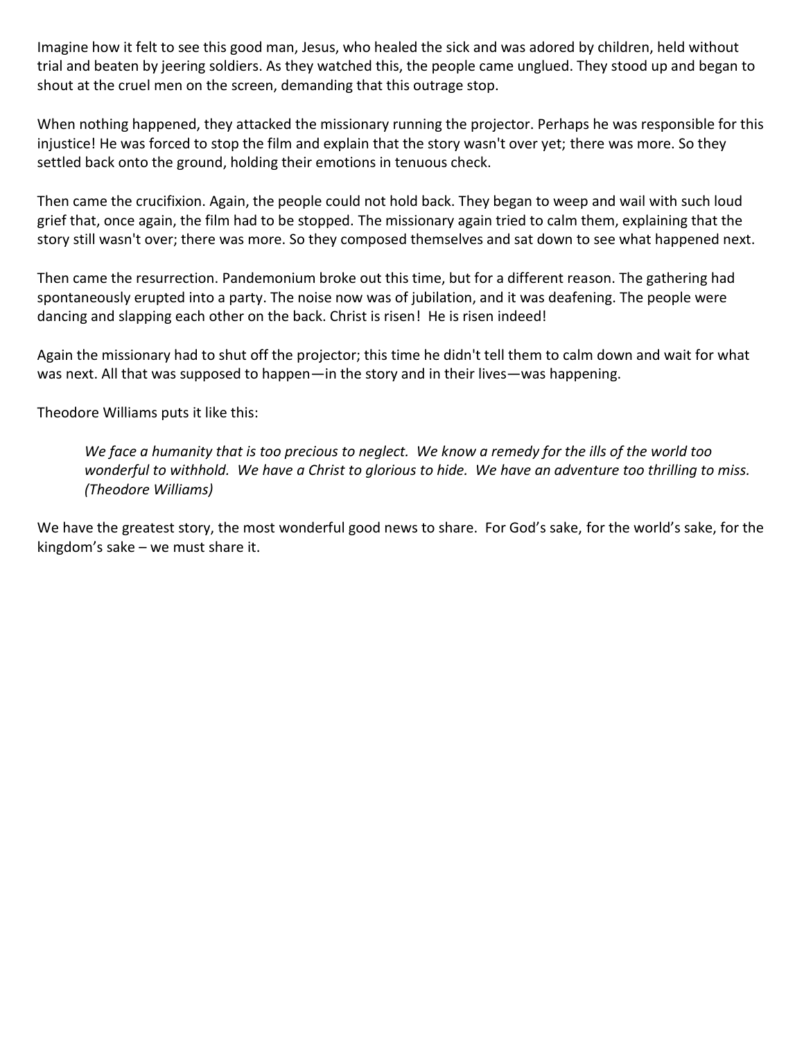Imagine how it felt to see this good man, Jesus, who healed the sick and was adored by children, held without trial and beaten by jeering soldiers. As they watched this, the people came unglued. They stood up and began to shout at the cruel men on the screen, demanding that this outrage stop.

When nothing happened, they attacked the missionary running the projector. Perhaps he was responsible for this injustice! He was forced to stop the film and explain that the story wasn't over yet; there was more. So they settled back onto the ground, holding their emotions in tenuous check.

Then came the crucifixion. Again, the people could not hold back. They began to weep and wail with such loud grief that, once again, the film had to be stopped. The missionary again tried to calm them, explaining that the story still wasn't over; there was more. So they composed themselves and sat down to see what happened next.

Then came the resurrection. Pandemonium broke out this time, but for a different reason. The gathering had spontaneously erupted into a party. The noise now was of jubilation, and it was deafening. The people were dancing and slapping each other on the back. Christ is risen! He is risen indeed!

Again the missionary had to shut off the projector; this time he didn't tell them to calm down and wait for what was next. All that was supposed to happen—in the story and in their lives—was happening.

Theodore Williams puts it like this:

> *We face a humanity that is too precious to neglect. We know a remedy for the ills of the world too wonderful to withhold. We have a Christ to glorious to hide. We have an adventure too thrilling to miss. (Theodore Williams)*

We have the greatest story, the most wonderful good news to share. For God's sake, for the world's sake, for the kingdom's sake – we must share it.